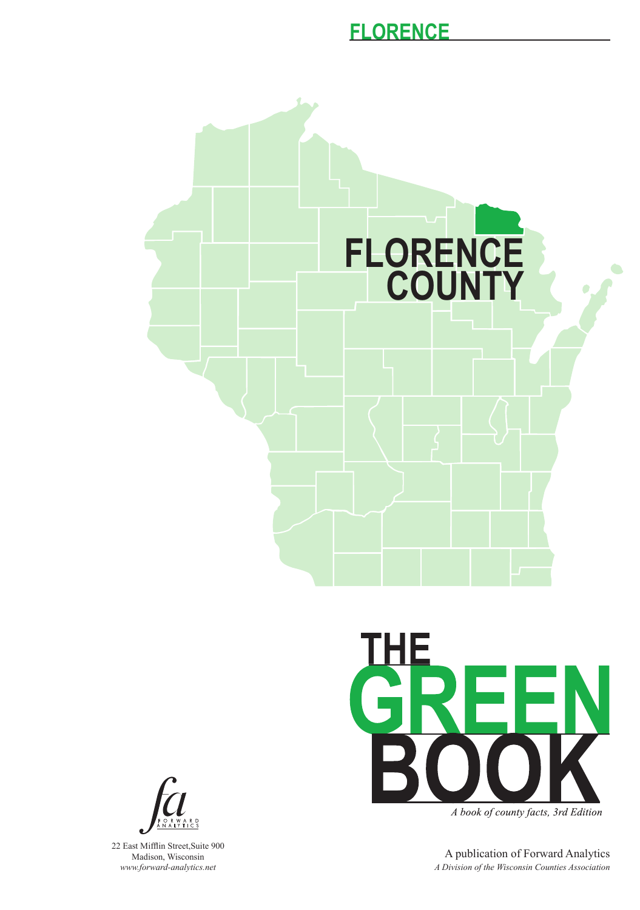# FLORENCE

FLORENCE COUNTY

# THE GREEN BOOK

*A book of county facts, 3rd Edition*

22 East Mifflin Street,Suite 900
Madison, Wisconsin
*www.forward-analytics.net*

A publication of Forward Analytics
*A Division of the Wisconsin Counties Association*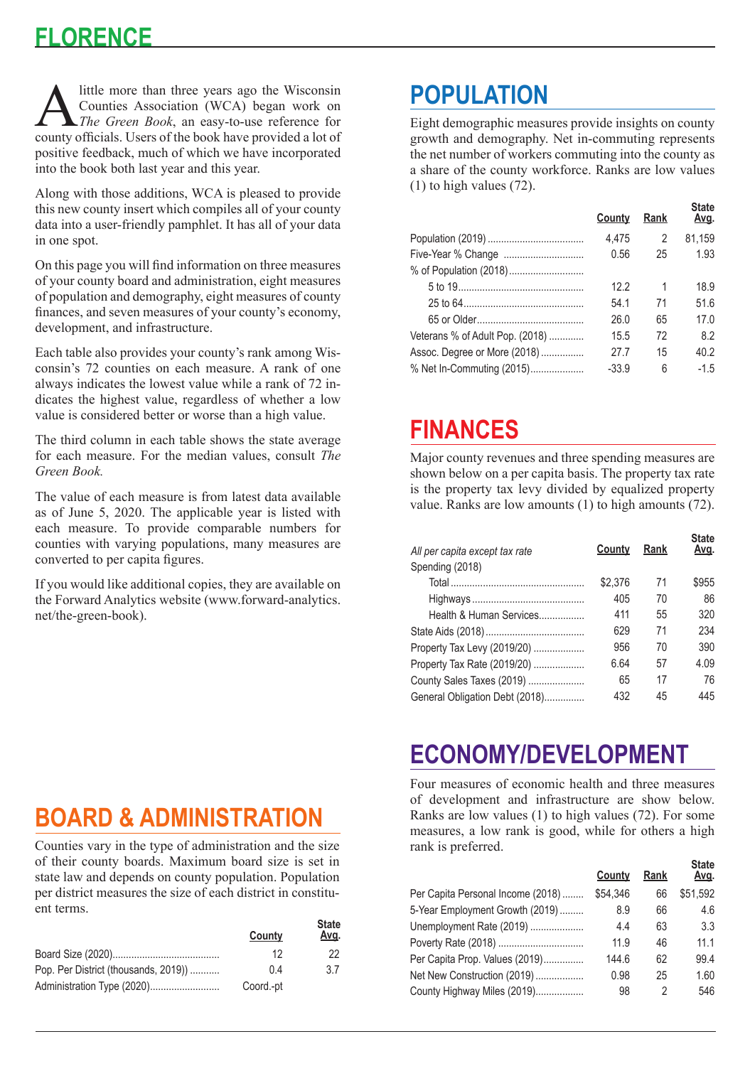# FLORENCE

A little more than three years ago the Wisconsin Counties Association (WCA) began work on *The Green Book*, an easy-to-use reference for county officials. Users of the book have provided a lot of positive feedback, much of which we have incorporated into the book both last year and this year.

Along with those additions, WCA is pleased to provide this new county insert which compiles all of your county data into a user-friendly pamphlet. It has all of your data in one spot.

On this page you will find information on three measures of your county board and administration, eight measures of population and demography, eight measures of county finances, and seven measures of your county's economy, development, and infrastructure.

Each table also provides your county's rank among Wisconsin's 72 counties on each measure. A rank of one always indicates the lowest value while a rank of 72 indicates the highest value, regardless of whether a low value is considered better or worse than a high value.

The third column in each table shows the state average for each measure. For the median values, consult *The Green Book.*

The value of each measure is from latest data available as of June 5, 2020. The applicable year is listed with each measure. To provide comparable numbers for counties with varying populations, many measures are converted to per capita figures.

If you would like additional copies, they are available on the Forward Analytics website (www.forward-analytics.net/the-green-book).

## BOARD & ADMINISTRATION

Counties vary in the type of administration and the size of their county boards. Maximum board size is set in state law and depends on county population. Population per district measures the size of each district in constituent terms.

| | County | State Avg. |
|---|---|---|
| Board Size (2020) | 12 | 22 |
| Pop. Per District (thousands, 2019)) | 0.4 | 3.7 |
| Administration Type (2020) | Coord.-pt | |

## POPULATION

Eight demographic measures provide insights on county growth and demography. Net in-commuting represents the net number of workers commuting into the county as a share of the county workforce. Ranks are low values (1) to high values (72).

| | County | Rank | State Avg. |
|---|---|---|---|
| Population (2019) | 4,475 | 2 | 81,159 |
| Five-Year % Change | 0.56 | 25 | 1.93 |
| % of Population (2018) | | | |
| 5 to 19 | 12.2 | 1 | 18.9 |
| 25 to 64 | 54.1 | 71 | 51.6 |
| 65 or Older | 26.0 | 65 | 17.0 |
| Veterans % of Adult Pop. (2018) | 15.5 | 72 | 8.2 |
| Assoc. Degree or More (2018) | 27.7 | 15 | 40.2 |
| % Net In-Commuting (2015) | -33.9 | 6 | -1.5 |

## FINANCES

Major county revenues and three spending measures are shown below on a per capita basis. The property tax rate is the property tax levy divided by equalized property value. Ranks are low amounts (1) to high amounts (72).

| *All per capita except tax rate* | County | Rank | State Avg. |
|---|---|---|---|
| Spending (2018) | | | |
| Total | $2,376 | 71 | $955 |
| Highways | 405 | 70 | 86 |
| Health & Human Services | 411 | 55 | 320 |
| State Aids (2018) | 629 | 71 | 234 |
| Property Tax Levy (2019/20) | 956 | 70 | 390 |
| Property Tax Rate (2019/20) | 6.64 | 57 | 4.09 |
| County Sales Taxes (2019) | 65 | 17 | 76 |
| General Obligation Debt (2018) | 432 | 45 | 445 |

## ECONOMY/DEVELOPMENT

Four measures of economic health and three measures of development and infrastructure are show below. Ranks are low values (1) to high values (72). For some measures, a low rank is good, while for others a high rank is preferred.

| | County | Rank | State Avg. |
|---|---|---|---|
| Per Capita Personal Income (2018) | $54,346 | 66 | $51,592 |
| 5-Year Employment Growth (2019) | 8.9 | 66 | 4.6 |
| Unemployment Rate (2019) | 4.4 | 63 | 3.3 |
| Poverty Rate (2018) | 11.9 | 46 | 11.1 |
| Per Capita Prop. Values (2019) | 144.6 | 62 | 99.4 |
| Net New Construction (2019) | 0.98 | 25 | 1.60 |
| County Highway Miles (2019) | 98 | 2 | 546 |